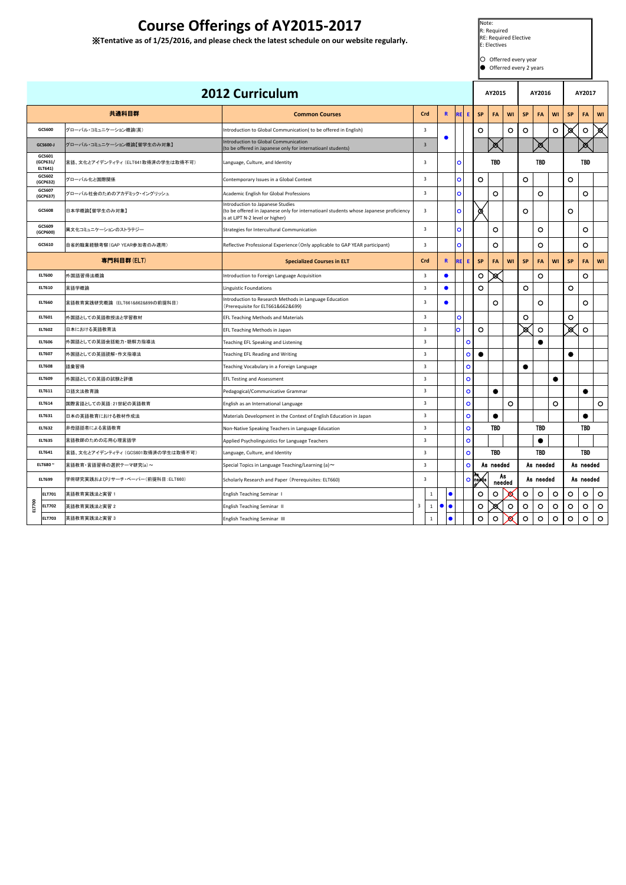# Course Offerings of AY2015-2017

※Tentative as of 1/25/2016, and please check the latest schedule on our website regularly.

Note:
R: Required
RE: Required Elective
E: Electives

○ Offered every year
● Offered every 2 years

## 2012 Curriculum

| | 共通科目群 | Common Courses | Crd | R | RE | E | AY2015 SP | AY2015 FA | AY2015 WI | AY2016 SP | AY2016 FA | AY2016 WI | AY2017 SP | AY2017 FA | AY2017 WI |
|---|---|---|---|---|---|---|---|---|---|---|---|---|---|---|---|
| GCS600 | グローバル・コミュニケーション概論(英) | Introduction to Global Communication( to be offered in English) | 3 | ● | | | ○ | | ○ | ○ | | ○ | ⊗ | ○ | ⊗ |
| GCS600-J | グローバル・コミュニケーション概論【留学生のみ対象】 | Introduction to Global Communication (to be offered in Japanese only for internationl students) | 3 | | | | | ⊗ | | | ⊗ | | | ⊗ | |
| GCS601 (GCP631/ ELT641) | 言語、文化とアイデンティティ(ELT641取得済の学生は取得不可) | Language, Culture, and Identity | 3 | | ○ | | TBD | | | TBD | | | TBD | | |
| GCS602 (GCP632) | グローバル化と国際関係 | Contemporary Issues in a Global Context | 3 | | ○ | | ○ | | | ○ | | | ○ | | |
| GCS607 (GCP637) | グローバル社会のためのアカデミック・イングリッシュ | Academic English for Global Professions | 3 | | ○ | | | ○ | | | ○ | | | ○ | |
| GCS608 | 日本学概論【留学生のみ対象】 | Introduction to Japanese Studies (to be offered in Japanese only for internationl students whose Japanese proficiency is at LJPT N-2 level or higher) | 3 | | ○ | | ⊗ | | | ○ | | | ○ | | |
| GCS609 (GCP600) | 異文化コミュニケーションのストラテジー | Strategies for Intercultural Communication | 3 | | ○ | | | ○ | | | ○ | | | ○ | |
| GCS610 | 自省的職業経験考察(GAP YEAR参加者のみ適用) | Reflective Professional Experience (Only applicable to GAP YEAR participant) | 3 | | ○ | | | ○ | | | ○ | | | ○ | |
| | 専門科目群(ELT) | Specialized Courses in ELT | Crd | R | RE | E | SP | FA | WI | SP | FA | WI | SP | FA | WI |
| ELT600 | 外国語習得法概論 | Introduction to Foreign Language Acquisition | 3 | ● | | | ○ | ⊗ | | | ○ | | | ○ | |
| ELT610 | 言語学概論 | Linguistic Foundations | 3 | ● | | | ○ | | | ○ | | | ○ | | |
| ELT660 | 言語教育実践研究概論 (ELT661&662&699の前提科目) | Introduction to Research Methods in Language Education (Prerequisite for ELT661&662&699) | 3 | ● | | | | ○ | | | ○ | | | ○ | |
| ELT601 | 外国語としての英語教授法と学習教材 | EFL Teaching Methods and Materials | 3 | | ○ | | | | | ○ | | | ○ | | |
| ELT602 | 日本における英語教育法 | EFL Teaching Methods in Japan | 3 | | ○ | | ○ | | | ⊗ | ○ | | ⊗ | ○ | |
| ELT606 | 外国語としての英語会話能力・聴解力指導法 | Teaching EFL Speaking and Listening | 3 | | | ○ | | | | | ● | | | | |
| ELT607 | 外国語としての英語読解・作文指導法 | Teaching EFL Reading and Writing | 3 | | | ○ | ● | | | | | | ● | | |
| ELT608 | 語彙習得 | Teaching Vocabulary in a Foreign Language | 3 | | | ○ | | | | ● | | | | | |
| ELT609 | 外国語としての英語の試験と評価 | EFL Testing and Assessment | 3 | | | ○ | | | | | | ● | | | |
| ELT611 | 口語文法教育論 | Pedagogical/Communicative Grammar | 3 | | | ○ | | ● | | | | | | ● | |
| ELT614 | 国際言語としての英語:21世紀の英語教育 | English as an International Language | 3 | | | ○ | | | ○ | | | ○ | | | ○ |
| ELT631 | 日本の英語教育における教材作成法 | Materials Development in the Context of English Education in Japan | 3 | | | ○ | | ● | | | | | | ● | |
| ELT632 | 非母語話者による言語教育 | Non-Native Speaking Teachers in Language Education | 3 | | | ○ | TBD | | | TBD | | | TBD | | |
| ELT635 | 言語教師のための応用心理言語学 | Applied Psycholinguistics for Language Teachers | 3 | | | ○ | | | | | ● | | | | |
| ELT641 | 言語、文化とアイデンティティ(GCS601取得済の学生は取得不可) | Language, Culture, and Identity | 3 | | | ○ | TBD | | | TBD | | | TBD | | |
| ELT680~ | 言語教育・言語習得の選択テーマ研究(a)~ | Special Topics in Language Teaching/Learning (a)~ | 3 | | | ○ | As needed | | | As needed | | | As needed | | |
| ELT699 | 学術研究実践およびリサーチ・ペーパー(前提科目:ELT660) | Scholarly Research and Paper (Prerequisites: ELT660) | 3 | | | ○ | As needed | As needed | | As needed | | | As needed | | |
| ELT700 ELT701 | 英語教育実践法と実習 1 | English Teaching Seminar I | 3 (1) | | ● | | ○ | ○ | ⊗ | ○ | ○ | ○ | ○ | ○ | ○ |
| ELT700 ELT702 | 英語教育実践法と実習 2 | English Teaching Seminar II | 3 (1) | ● | ● | | ○ | ⊗ | ○ | ○ | ○ | ○ | ○ | ○ | ○ |
| ELT700 ELT703 | 英語教育実践法と実習 3 | English Teaching Seminar III | 3 (1) | | ● | | ○ | ○ | ⊗ | ○ | ○ | ○ | ○ | ○ | ○ |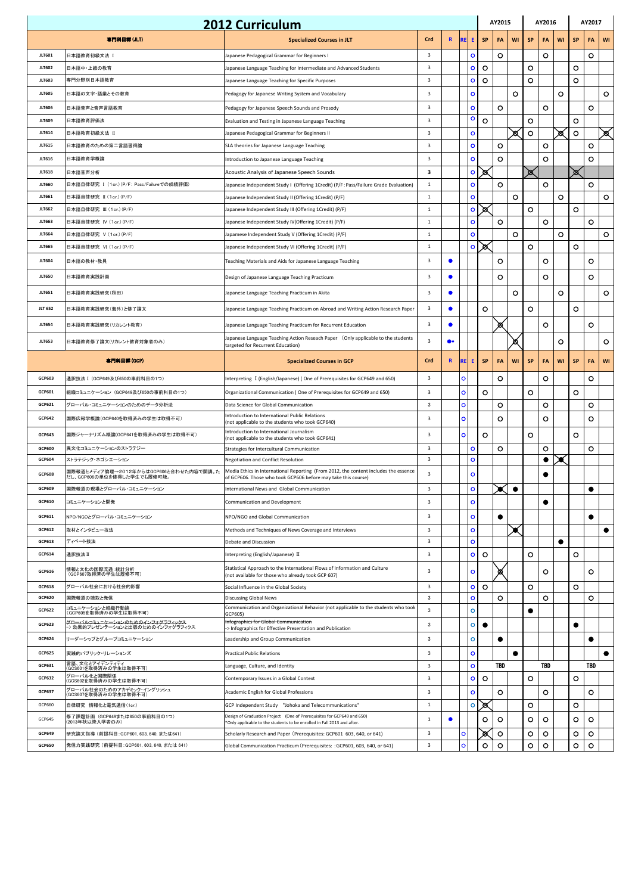# 2012 Curriculum

| 専門科目群 (JLT) | | Specialized Courses in JLT | Crd | R | RE | E | AY2015 | | | AY2016 | | | AY2017 | | |
|---|---|---|---|---|---|---|---|---|---|---|---|---|---|---|---|
| | | | | | | | SP | FA | WI | SP | FA | WI | SP | FA | WI |
| JLT601 | 日本語教育初級文法 I | Japanese Pedagogical Grammar for Beginners I | 3 | | | ○ | | ○ | | | ○ | | | ○ | |
| JLT602 | 日本語中・上級の教育 | Japanese Language Teaching for Intermediate and Advanced Students | 3 | | | ○ | ○ | | | ○ | | | ○ | | |
| JLT603 | 専門分野別日本語教育 | Japanese Language Teaching for Specific Purposes | 3 | | | ○ | ○ | | | ○ | | | ○ | | |
| JLT605 | 日本語の文字・語彙とその教育 | Pedagogy for Japanese Writing System and Vocabulary | 3 | | | ○ | | | ○ | | | ○ | | | ○ |
| JLT606 | 日本語音声と音声言語教育 | Pedagogy for Japanese Speech Sounds and Prosody | 3 | | | ○ | | ○ | | | ○ | | | ○ | |
| JLT609 | 日本語教育評価法 | Evaluation and Testing in Japanese Language Teaching | 3 | | | ○ | ○ | | | ○ | | | ○ | | |
| JLT614 | 日本語教育初級文法 II | Japanese Pedagogical Grammar for Beginners II | 3 | | | ○ | | | ⊗ | ○ | | ⊗ | ○ | | ⊗ |
| JLT615 | 日本語教育のための第二言語習得論 | SLA theories for Japanese Language Teaching | 3 | | | ○ | | ○ | | | ○ | | | ○ | |
| JLT616 | 日本語教育学概論 | Introduction to Japanese Language Teaching | 3 | | | ○ | | ○ | | | ○ | | | ○ | |
| JLT618 | 日本語音声分析 | Acoustic Analysis of Japanese Speech Sounds | **3** | | | ○ | ⊗ | | | ⊗ | | | ⊗ | | |
| JLT660 | 日本語自律研究 I（1cr.）(P/F：Pass/Failureでの成績評価) | Japanese Independent Study I (Offering 1Credit) (P/F :Pass/Failure Grade Evaluation) | 1 | | | ○ | | ○ | | | ○ | | | ○ | |
| JLT661 | 日本語自律研究 II（1cr.）(P/F) | Japanese Independent Study II (Offering 1Credit) (P/F) | 1 | | | ○ | | | ○ | | | ○ | | | ○ |
| JLT662 | 日本語自律研究 III（1cr.）(P/F) | Japanese Independent Study III (Offering 1Credit) (P/F) | 1 | | | ○ | ⊗ | | | ○ | | | ○ | | |
| JLT663 | 日本語自律研究 IV（1cr.）(P/F) | Japanese Independent Study IV(Offering 1Credit) (P/F) | 1 | | | ○ | | ○ | | | ○ | | | ○ | |
| JLT664 | 日本語自律研究 V（1cr.）(P/F) | Japamese Independent Study V (Offering 1Credit) (P/F) | 1 | | | ○ | | | ○ | | | ○ | | | ○ |
| JLT665 | 日本語自律研究 VI（1cr.）(P/F) | Japanese Independent Study VI (Offering 1Credit) (P/F) | 1 | | | ○ | ⊗ | | | ○ | | | ○ | | |
| JLT604 | 日本語の教材・教具 | Teaching Materials and Aids for Japanese Language Teaching | 3 | ● | | | | ○ | | | ○ | | | ○ | |
| JLT650 | 日本語教育実践計画 | Design of Japanese Language Teaching Practicum | 3 | ● | | | | ○ | | | ○ | | | ○ | |
| JLT651 | 日本語教育実践研究（秋田） | Japanese Language Teaching Practicum in Akita | 3 | ● | | | | | ○ | | | ○ | | | ○ |
| JLT 652 | 日本語教育実践研究（海外）と修了論文 | Japanese Language Teaching Practicum on Abroad and Writing Action Research Paper | 3 | ● | | | ○ | | | ○ | | | ○ | | |
| JLT654 | 日本語教育実践研究(リカレント教育） | Japanese Language Teaching Practicum for Recurrent Education | 3 | ● | | | | ⊗ | | | ○ | | | ○ | |
| JLT653 | 日本語教育修了論文(リカレント教育対象者のみ) | Japanese Language Teaching Action Research Paper (Only applicable to the students targeted for Recurrent Education) | 3 | ●* | | | | | ⊗ | | | ○ | | | ○ |
| **専門科目群 (GCP)** | | **Specialized Courses in GCP** | **Crd** | **R** | **RE** | **E** | **SP** | **FA** | **WI** | **SP** | **FA** | **WI** | **SP** | **FA** | **WI** |
| GCP603 | 通訳技法 I（GCP649及び650の事前科目の1つ） | Interpreting Ⅰ(English/Japanese) ( One of Prerequisites for GCP649 and 650) | 3 | | ○ | | | ○ | | | ○ | | | ○ | |
| GCP601 | 組織コミュニケーション（GCP649及び650の事前科目の1つ） | Organizational Communication ( One of Prerequisites for GCP649 and 650) | 3 | | ○ | | ○ | | | ○ | | | ○ | | |
| GCP621 | グローバル・コミュニケーションのためのデータ分析法 | Data Science for Global Communication | 3 | | ○ | | | ○ | | | ○ | | | ○ | |
| GCP642 | 国際広報学概論(GCP640を取得済みの学生は取得不可) | Introduction to International Public Relations (not applicable to the students who took GCP640) | 3 | | ○ | | | ○ | | | ○ | | | ○ | |
| GCP643 | 国際ジャーナリズム概論(GCP641を取得済みの学生は取得不可) | Introduction to International Journalism (not applicable to the students who took GCP641) | 3 | | ○ | | ○ | | | ○ | | | ○ | | |
| GCP600 | 異文化コミュニケーションのストラテジー | Strategies for Intercultural Communication | 3 | | | ○ | | ○ | | | ○ | | | ○ | |
| GCP604 | ストラテジック・ネゴシエーション | Negotiation and Conflict Resolution | 3 | | | ○ | | | | | ● | ⊗ | | | |
| GCP608 | 国際報道とメディア倫理ー2012年からはGCP606と合わせた内容で開講。ただし、GCP606の単位を修得した学生でも履修可能。 | Media Ethics in International Reporting (From 2012, the content includes the essence of GCP606. Those who took GCP606 before may take this course) | 3 | | | ○ | | | | | ● | | | | |
| GCP609 | 国際報道の現場とグローバル・コミュニケーション | International News and Global Communication | 3 | | | ○ | | ⊗ | ● | | | | | ● | |
| GCP610 | コミュニケーションと開発 | Communication and Development | 3 | | | ○ | | | | | ● | | | | |
| GCP611 | NPO/NGOとグローバル・コミュニケーション | NPO/NGO and Global Communication | 3 | | | ○ | | ● | | | | | | ● | |
| GCP612 | 取材とインタビュー技法 | Methods and Techniques of News Coverage and Interviews | 3 | | | ○ | | | ⊗ | | | | | | ● |
| GCP613 | ディベート技法 | Debate and Discussion | 3 | | | ○ | | | | | | ● | | | |
| GCP614 | 通訳技法 II | Interpreting (English/Japanese) Ⅱ | 3 | | | ○ | ○ | | | ○ | | | ○ | | |
| GCP616 | 情報と文化の国際流通：統計分析（GCP607取得済の学生は履修不可） | Statistical Approach to the International Flows of Information and Culture (not available for those who already took GCP 607) | 3 | | | ○ | | ⊗ | | | ○ | | | ○ | |
| GCP618 | グローバル社会における社会的影響 | Social Influence in the Global Society | 3 | | | ○ | ○ | | | ○ | | | ○ | | |
| GCP620 | 国際報道の聴取と発信 | Discussing Global News | 3 | | | ○ | | ○ | | | ○ | | | ○ | |
| GCP622 | コミュニケーションと組織行動論（GCP605を取得済みの学生は取得不可） | Communication and Organizational Behavior (not applicable to the students who took GCP605) | 3 | | | ○ | | | | ● | | | | | |
| GCP623 | ~~グローバルコミュニケーションのためのインフォグラフィックス~~ -> 効果的プレゼンテーションと出版のためのインフォグラフィックス | ~~Infographics for Global Communication~~ -> Infographics for Effective Presentation and Publication | 3 | | | ○ | ● | | | | | | ● | | |
| GCP624 | リーダーシップとグループコミュニケーション | Leadership and Group Communication | 3 | | | ○ | | ● | | | | | | ● | |
| GCP625 | 実践的パブリック・リレーションズ | Practical Public Relations | 3 | | | ○ | | | ● | | | | | | ● |
| GCP631 | 言語、文化とアイデンティティ（GCS601を取得済みの学生は取得不可） | Language, Culture, and Identity | 3 | | | ○ | | TBD | | | TBD | | | TBD | |
| GCP632 | グローバル化と国際関係（GCS602を取得済みの学生は取得不可） | Contemporary Issues in a Global Context | 3 | | | ○ | ○ | | | ○ | | | ○ | | |
| GCP637 | グローバル社会のためのアカデミック・イングリッシュ（GCS607を取得済みの学生は取得不可） | Academic English for Global Professions | 3 | | | ○ | | ○ | | | ○ | | | ○ | |
| GCP660 | 自律研究 情報化と電気通信(1cr.) | GCP Independent Study "Johoka and Telecommunications" | 1 | | | ○ | ⊗ | | | ○ | | | ○ | | |
| GCP645 | 修了課題計画（GCP649または650の事前科目の1つ）（2013年秋以降入学者のみ） | Design of Graduation Project (One of Prerequisites for GCP649 and 650) *Only applicable to the students to be enrolled in Fall 2013 and after. | 1 | ● | | | ○ | ○ | | ○ | ○ | | ○ | ○ | |
| GCP649 | 研究論文指導（前提科目：GCP601, 603, 640, または641） | Scholarly Research and Paper (Prerequisites: GCP601 603, 640, or 641) | 3 | | ○ | | ⊗ | ○ | | ○ | ○ | | ○ | ○ | |
| GCP650 | 発信力実践研究（前提科目：GCP601, 603, 640, または 641） | Global Communication Practicum (Prerequisites: :GCP601, 603, 640, or 641) | 3 | | ○ | | ○ | ○ | | ○ | ○ | | ○ | ○ | |